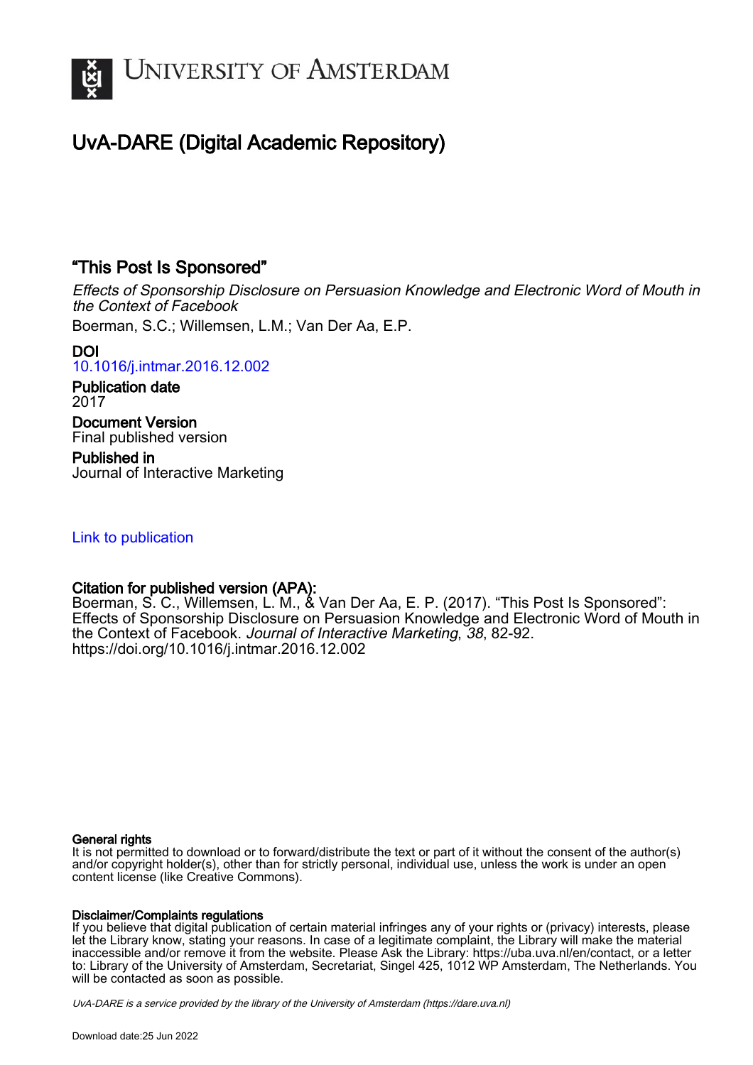# University of Amsterdam

## UvA-DARE (Digital Academic Repository)

## "This Post Is Sponsored"

*Effects of Sponsorship Disclosure on Persuasion Knowledge and Electronic Word of Mouth in the Context of Facebook*

Boerman, S.C.; Willemsen, L.M.; Van Der Aa, E.P.

**DOI**
10.1016/j.intmar.2016.12.002

**Publication date**
2017

**Document Version**
Final published version

**Published in**
Journal of Interactive Marketing

Link to publication

**Citation for published version (APA):**
Boerman, S. C., Willemsen, L. M., & Van Der Aa, E. P. (2017). "This Post Is Sponsored": Effects of Sponsorship Disclosure on Persuasion Knowledge and Electronic Word of Mouth in the Context of Facebook. *Journal of Interactive Marketing*, *38*, 82-92. https://doi.org/10.1016/j.intmar.2016.12.002

**General rights**
It is not permitted to download or to forward/distribute the text or part of it without the consent of the author(s) and/or copyright holder(s), other than for strictly personal, individual use, unless the work is under an open content license (like Creative Commons).

**Disclaimer/Complaints regulations**
If you believe that digital publication of certain material infringes any of your rights or (privacy) interests, please let the Library know, stating your reasons. In case of a legitimate complaint, the Library will make the material inaccessible and/or remove it from the website. Please Ask the Library: https://uba.uva.nl/en/contact, or a letter to: Library of the University of Amsterdam, Secretariat, Singel 425, 1012 WP Amsterdam, The Netherlands. You will be contacted as soon as possible.

*UvA-DARE is a service provided by the library of the University of Amsterdam (https://dare.uva.nl)*

Download date:25 Jun 2022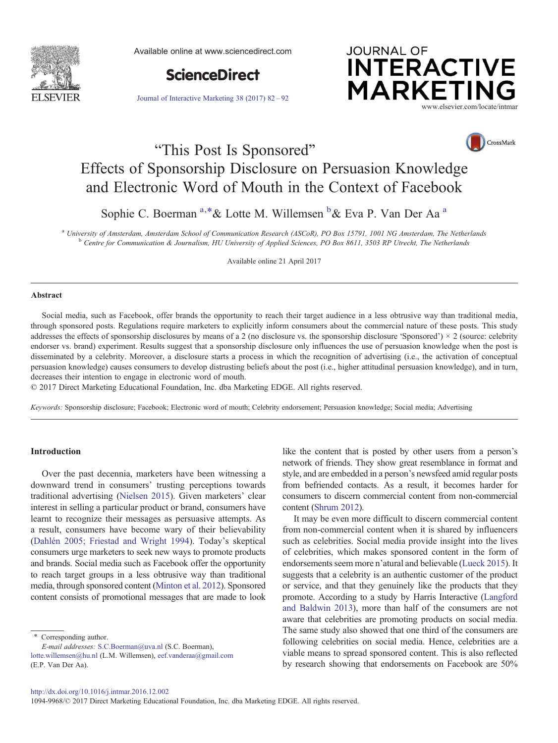# "This Post Is Sponsored"
# Effects of Sponsorship Disclosure on Persuasion Knowledge and Electronic Word of Mouth in the Context of Facebook

Sophie C. Boerman [a,*] & Lotte M. Willemsen [b] & Eva P. Van Der Aa [a]

[a] University of Amsterdam, Amsterdam School of Communication Research (ASCoR), PO Box 15791, 1001 NG Amsterdam, The Netherlands
[b] Centre for Communication & Journalism, HU University of Applied Sciences, PO Box 8611, 3503 RP Utrecht, The Netherlands

Available online 21 April 2017

## Abstract

Social media, such as Facebook, offer brands the opportunity to reach their target audience in a less obtrusive way than traditional media, through sponsored posts. Regulations require marketers to explicitly inform consumers about the commercial nature of these posts. This study addresses the effects of sponsorship disclosures by means of a 2 (no disclosure vs. the sponsorship disclosure 'Sponsored') × 2 (source: celebrity endorser vs. brand) experiment. Results suggest that a sponsorship disclosure only influences the use of persuasion knowledge when the post is disseminated by a celebrity. Moreover, a disclosure starts a process in which the recognition of advertising (i.e., the activation of conceptual persuasion knowledge) causes consumers to develop distrusting beliefs about the post (i.e., higher attitudinal persuasion knowledge), and in turn, decreases their intention to engage in electronic word of mouth.

© 2017 Direct Marketing Educational Foundation, Inc. dba Marketing EDGE. All rights reserved.

*Keywords:* Sponsorship disclosure; Facebook; Electronic word of mouth; Celebrity endorsement; Persuasion knowledge; Social media; Advertising

## Introduction

Over the past decennia, marketers have been witnessing a downward trend in consumers' trusting perceptions towards traditional advertising (Nielsen 2015). Given marketers' clear interest in selling a particular product or brand, consumers have learnt to recognize their messages as persuasive attempts. As a result, consumers have become wary of their believability (Dahlén 2005; Friestad and Wright 1994). Today's skeptical consumers urge marketers to seek new ways to promote products and brands. Social media such as Facebook offer the opportunity to reach target groups in a less obtrusive way than traditional media, through sponsored content (Minton et al. 2012). Sponsored content consists of promotional messages that are made to look like the content that is posted by other users from a person's network of friends. They show great resemblance in format and style, and are embedded in a person's newsfeed amid regular posts from befriended contacts. As a result, it becomes harder for consumers to discern commercial content from non-commercial content (Shrum 2012).

It may be even more difficult to discern commercial content from non-commercial content when it is shared by influencers such as celebrities. Social media provide insight into the lives of celebrities, which makes sponsored content in the form of endorsements seem more n'atural and believable (Lueck 2015). It suggests that a celebrity is an authentic customer of the product or service, and that they genuinely like the products that they promote. According to a study by Harris Interactive (Langford and Baldwin 2013), more than half of the consumers are not aware that celebrities are promoting products on social media. The same study also showed that one third of the consumers are following celebrities on social media. Hence, celebrities are a viable means to spread sponsored content. This is also reflected by research showing that endorsements on Facebook are 50%

\* Corresponding author.
*E-mail addresses:* S.C.Boerman@uva.nl (S.C. Boerman), lotte.willemsen@hu.nl (L.M. Willemsen), eef.vanderaa@gmail.com (E.P. Van Der Aa).

http://dx.doi.org/10.1016/j.intmar.2016.12.002
1094-9968/© 2017 Direct Marketing Educational Foundation, Inc. dba Marketing EDGE. All rights reserved.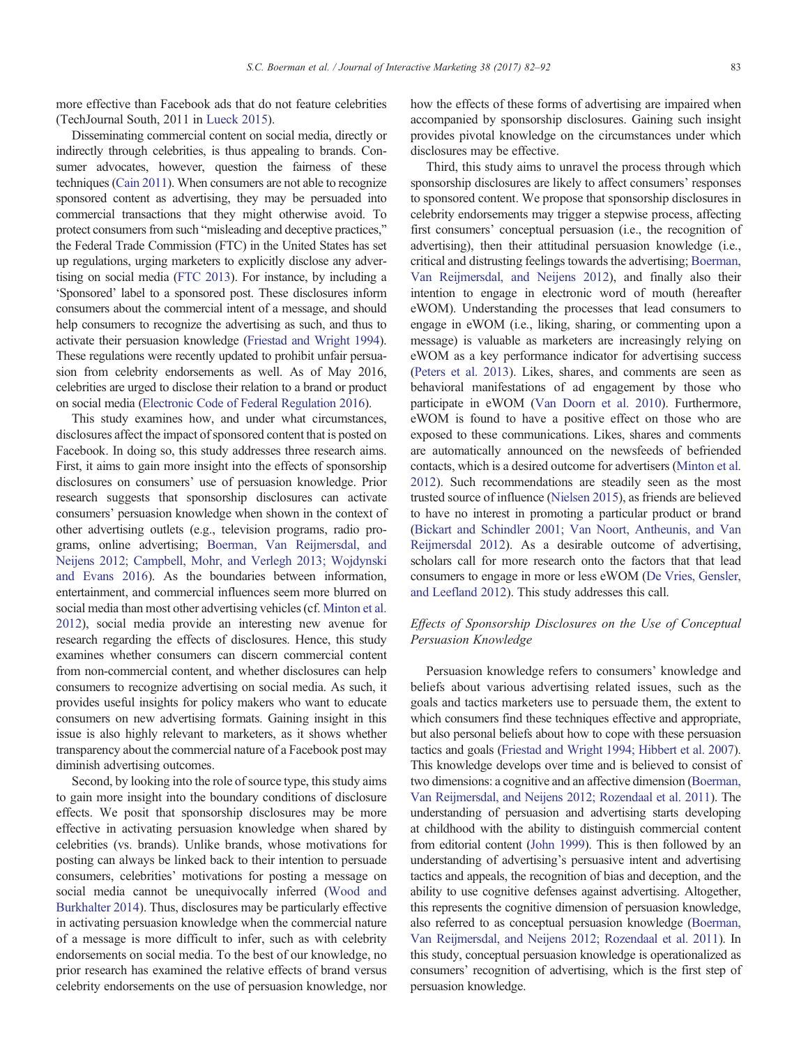more effective than Facebook ads that do not feature celebrities (TechJournal South, 2011 in Lueck 2015).

Disseminating commercial content on social media, directly or indirectly through celebrities, is thus appealing to brands. Consumer advocates, however, question the fairness of these techniques (Cain 2011). When consumers are not able to recognize sponsored content as advertising, they may be persuaded into commercial transactions that they might otherwise avoid. To protect consumers from such “misleading and deceptive practices,” the Federal Trade Commission (FTC) in the United States has set up regulations, urging marketers to explicitly disclose any advertising on social media (FTC 2013). For instance, by including a ‘Sponsored’ label to a sponsored post. These disclosures inform consumers about the commercial intent of a message, and should help consumers to recognize the advertising as such, and thus to activate their persuasion knowledge (Friestad and Wright 1994). These regulations were recently updated to prohibit unfair persuasion from celebrity endorsements as well. As of May 2016, celebrities are urged to disclose their relation to a brand or product on social media (Electronic Code of Federal Regulation 2016).

This study examines how, and under what circumstances, disclosures affect the impact of sponsored content that is posted on Facebook. In doing so, this study addresses three research aims. First, it aims to gain more insight into the effects of sponsorship disclosures on consumers' use of persuasion knowledge. Prior research suggests that sponsorship disclosures can activate consumers' persuasion knowledge when shown in the context of other advertising outlets (e.g., television programs, radio programs, online advertising; Boerman, Van Reijmersdal, and Neijens 2012; Campbell, Mohr, and Verlegh 2013; Wojdynski and Evans 2016). As the boundaries between information, entertainment, and commercial influences seem more blurred on social media than most other advertising vehicles (cf. Minton et al. 2012), social media provide an interesting new avenue for research regarding the effects of disclosures. Hence, this study examines whether consumers can discern commercial content from non-commercial content, and whether disclosures can help consumers to recognize advertising on social media. As such, it provides useful insights for policy makers who want to educate consumers on new advertising formats. Gaining insight in this issue is also highly relevant to marketers, as it shows whether transparency about the commercial nature of a Facebook post may diminish advertising outcomes.

Second, by looking into the role of source type, this study aims to gain more insight into the boundary conditions of disclosure effects. We posit that sponsorship disclosures may be more effective in activating persuasion knowledge when shared by celebrities (vs. brands). Unlike brands, whose motivations for posting can always be linked back to their intention to persuade consumers, celebrities' motivations for posting a message on social media cannot be unequivocally inferred (Wood and Burkhalter 2014). Thus, disclosures may be particularly effective in activating persuasion knowledge when the commercial nature of a message is more difficult to infer, such as with celebrity endorsements on social media. To the best of our knowledge, no prior research has examined the relative effects of brand versus celebrity endorsements on the use of persuasion knowledge, nor how the effects of these forms of advertising are impaired when accompanied by sponsorship disclosures. Gaining such insight provides pivotal knowledge on the circumstances under which disclosures may be effective.

Third, this study aims to unravel the process through which sponsorship disclosures are likely to affect consumers' responses to sponsored content. We propose that sponsorship disclosures in celebrity endorsements may trigger a stepwise process, affecting first consumers' conceptual persuasion (i.e., the recognition of advertising), then their attitudinal persuasion knowledge (i.e., critical and distrusting feelings towards the advertising; Boerman, Van Reijmersdal, and Neijens 2012), and finally also their intention to engage in electronic word of mouth (hereafter eWOM). Understanding the processes that lead consumers to engage in eWOM (i.e., liking, sharing, or commenting upon a message) is valuable as marketers are increasingly relying on eWOM as a key performance indicator for advertising success (Peters et al. 2013). Likes, shares, and comments are seen as behavioral manifestations of ad engagement by those who participate in eWOM (Van Doorn et al. 2010). Furthermore, eWOM is found to have a positive effect on those who are exposed to these communications. Likes, shares and comments are automatically announced on the newsfeeds of befriended contacts, which is a desired outcome for advertisers (Minton et al. 2012). Such recommendations are steadily seen as the most trusted source of influence (Nielsen 2015), as friends are believed to have no interest in promoting a particular product or brand (Bickart and Schindler 2001; Van Noort, Antheunis, and Van Reijmersdal 2012). As a desirable outcome of advertising, scholars call for more research onto the factors that that lead consumers to engage in more or less eWOM (De Vries, Gensler, and Leefland 2012). This study addresses this call.

### *Effects of Sponsorship Disclosures on the Use of Conceptual Persuasion Knowledge*

Persuasion knowledge refers to consumers' knowledge and beliefs about various advertising related issues, such as the goals and tactics marketers use to persuade them, the extent to which consumers find these techniques effective and appropriate, but also personal beliefs about how to cope with these persuasion tactics and goals (Friestad and Wright 1994; Hibbert et al. 2007). This knowledge develops over time and is believed to consist of two dimensions: a cognitive and an affective dimension (Boerman, Van Reijmersdal, and Neijens 2012; Rozendaal et al. 2011). The understanding of persuasion and advertising starts developing at childhood with the ability to distinguish commercial content from editorial content (John 1999). This is then followed by an understanding of advertising's persuasive intent and advertising tactics and appeals, the recognition of bias and deception, and the ability to use cognitive defenses against advertising. Altogether, this represents the cognitive dimension of persuasion knowledge, also referred to as conceptual persuasion knowledge (Boerman, Van Reijmersdal, and Neijens 2012; Rozendaal et al. 2011). In this study, conceptual persuasion knowledge is operationalized as consumers' recognition of advertising, which is the first step of persuasion knowledge.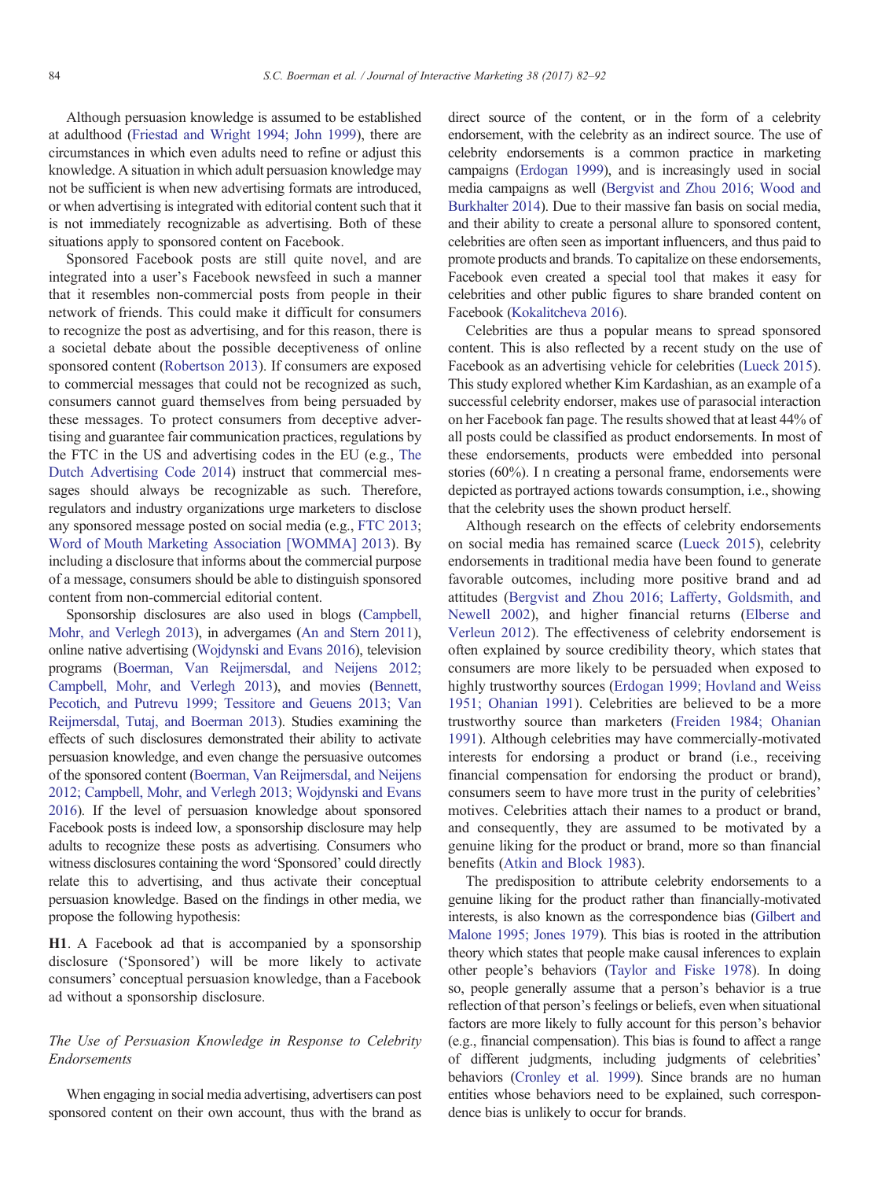Although persuasion knowledge is assumed to be established at adulthood (Friestad and Wright 1994; John 1999), there are circumstances in which even adults need to refine or adjust this knowledge. A situation in which adult persuasion knowledge may not be sufficient is when new advertising formats are introduced, or when advertising is integrated with editorial content such that it is not immediately recognizable as advertising. Both of these situations apply to sponsored content on Facebook.

Sponsored Facebook posts are still quite novel, and are integrated into a user's Facebook newsfeed in such a manner that it resembles non-commercial posts from people in their network of friends. This could make it difficult for consumers to recognize the post as advertising, and for this reason, there is a societal debate about the possible deceptiveness of online sponsored content (Robertson 2013). If consumers are exposed to commercial messages that could not be recognized as such, consumers cannot guard themselves from being persuaded by these messages. To protect consumers from deceptive advertising and guarantee fair communication practices, regulations by the FTC in the US and advertising codes in the EU (e.g., The Dutch Advertising Code 2014) instruct that commercial messages should always be recognizable as such. Therefore, regulators and industry organizations urge marketers to disclose any sponsored message posted on social media (e.g., FTC 2013; Word of Mouth Marketing Association [WOMMA] 2013). By including a disclosure that informs about the commercial purpose of a message, consumers should be able to distinguish sponsored content from non-commercial editorial content.

Sponsorship disclosures are also used in blogs (Campbell, Mohr, and Verlegh 2013), in advergames (An and Stern 2011), online native advertising (Wojdynski and Evans 2016), television programs (Boerman, Van Reijmersdal, and Neijens 2012; Campbell, Mohr, and Verlegh 2013), and movies (Bennett, Pecotich, and Putrevu 1999; Tessitore and Geuens 2013; Van Reijmersdal, Tutaj, and Boerman 2013). Studies examining the effects of such disclosures demonstrated their ability to activate persuasion knowledge, and even change the persuasive outcomes of the sponsored content (Boerman, Van Reijmersdal, and Neijens 2012; Campbell, Mohr, and Verlegh 2013; Wojdynski and Evans 2016). If the level of persuasion knowledge about sponsored Facebook posts is indeed low, a sponsorship disclosure may help adults to recognize these posts as advertising. Consumers who witness disclosures containing the word 'Sponsored' could directly relate this to advertising, and thus activate their conceptual persuasion knowledge. Based on the findings in other media, we propose the following hypothesis:

**H1**. A Facebook ad that is accompanied by a sponsorship disclosure ('Sponsored') will be more likely to activate consumers' conceptual persuasion knowledge, than a Facebook ad without a sponsorship disclosure.

### *The Use of Persuasion Knowledge in Response to Celebrity Endorsements*

When engaging in social media advertising, advertisers can post sponsored content on their own account, thus with the brand as direct source of the content, or in the form of a celebrity endorsement, with the celebrity as an indirect source. The use of celebrity endorsements is a common practice in marketing campaigns (Erdogan 1999), and is increasingly used in social media campaigns as well (Bergvist and Zhou 2016; Wood and Burkhalter 2014). Due to their massive fan basis on social media, and their ability to create a personal allure to sponsored content, celebrities are often seen as important influencers, and thus paid to promote products and brands. To capitalize on these endorsements, Facebook even created a special tool that makes it easy for celebrities and other public figures to share branded content on Facebook (Kokalitcheva 2016).

Celebrities are thus a popular means to spread sponsored content. This is also reflected by a recent study on the use of Facebook as an advertising vehicle for celebrities (Lueck 2015). This study explored whether Kim Kardashian, as an example of a successful celebrity endorser, makes use of parasocial interaction on her Facebook fan page. The results showed that at least 44% of all posts could be classified as product endorsements. In most of these endorsements, products were embedded into personal stories (60%). I n creating a personal frame, endorsements were depicted as portrayed actions towards consumption, i.e., showing that the celebrity uses the shown product herself.

Although research on the effects of celebrity endorsements on social media has remained scarce (Lueck 2015), celebrity endorsements in traditional media have been found to generate favorable outcomes, including more positive brand and ad attitudes (Bergvist and Zhou 2016; Lafferty, Goldsmith, and Newell 2002), and higher financial returns (Elberse and Verleun 2012). The effectiveness of celebrity endorsement is often explained by source credibility theory, which states that consumers are more likely to be persuaded when exposed to highly trustworthy sources (Erdogan 1999; Hovland and Weiss 1951; Ohanian 1991). Celebrities are believed to be a more trustworthy source than marketers (Freiden 1984; Ohanian 1991). Although celebrities may have commercially-motivated interests for endorsing a product or brand (i.e., receiving financial compensation for endorsing the product or brand), consumers seem to have more trust in the purity of celebrities' motives. Celebrities attach their names to a product or brand, and consequently, they are assumed to be motivated by a genuine liking for the product or brand, more so than financial benefits (Atkin and Block 1983).

The predisposition to attribute celebrity endorsements to a genuine liking for the product rather than financially-motivated interests, is also known as the correspondence bias (Gilbert and Malone 1995; Jones 1979). This bias is rooted in the attribution theory which states that people make causal inferences to explain other people's behaviors (Taylor and Fiske 1978). In doing so, people generally assume that a person's behavior is a true reflection of that person's feelings or beliefs, even when situational factors are more likely to fully account for this person's behavior (e.g., financial compensation). This bias is found to affect a range of different judgments, including judgments of celebrities' behaviors (Cronley et al. 1999). Since brands are no human entities whose behaviors need to be explained, such correspondence bias is unlikely to occur for brands.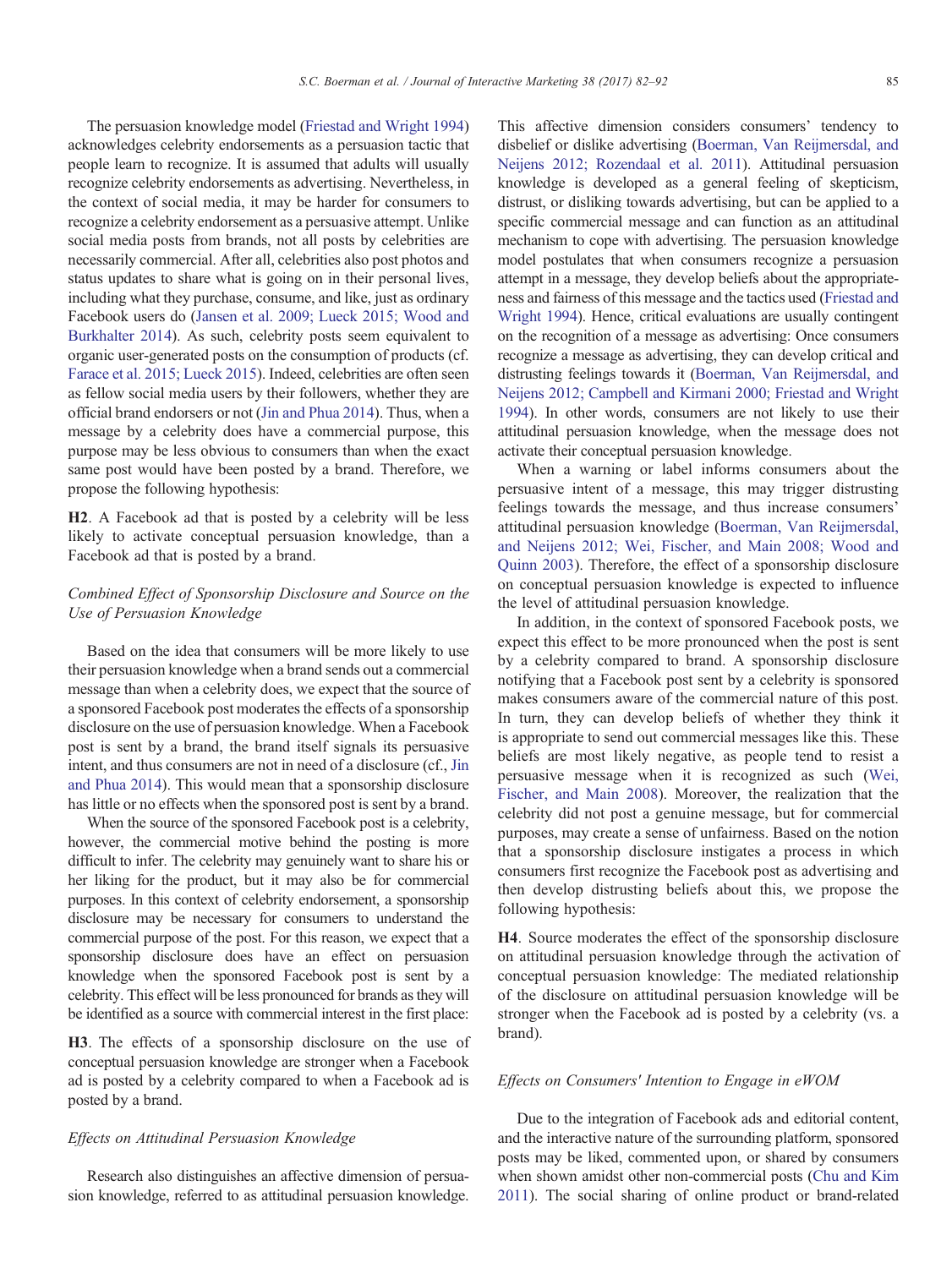The persuasion knowledge model (Friestad and Wright 1994) acknowledges celebrity endorsements as a persuasion tactic that people learn to recognize. It is assumed that adults will usually recognize celebrity endorsements as advertising. Nevertheless, in the context of social media, it may be harder for consumers to recognize a celebrity endorsement as a persuasive attempt. Unlike social media posts from brands, not all posts by celebrities are necessarily commercial. After all, celebrities also post photos and status updates to share what is going on in their personal lives, including what they purchase, consume, and like, just as ordinary Facebook users do (Jansen et al. 2009; Lueck 2015; Wood and Burkhalter 2014). As such, celebrity posts seem equivalent to organic user-generated posts on the consumption of products (cf. Farace et al. 2015; Lueck 2015). Indeed, celebrities are often seen as fellow social media users by their followers, whether they are official brand endorsers or not (Jin and Phua 2014). Thus, when a message by a celebrity does have a commercial purpose, this purpose may be less obvious to consumers than when the exact same post would have been posted by a brand. Therefore, we propose the following hypothesis:

**H2**. A Facebook ad that is posted by a celebrity will be less likely to activate conceptual persuasion knowledge, than a Facebook ad that is posted by a brand.

### *Combined Effect of Sponsorship Disclosure and Source on the Use of Persuasion Knowledge*

Based on the idea that consumers will be more likely to use their persuasion knowledge when a brand sends out a commercial message than when a celebrity does, we expect that the source of a sponsored Facebook post moderates the effects of a sponsorship disclosure on the use of persuasion knowledge. When a Facebook post is sent by a brand, the brand itself signals its persuasive intent, and thus consumers are not in need of a disclosure (cf., Jin and Phua 2014). This would mean that a sponsorship disclosure has little or no effects when the sponsored post is sent by a brand.

When the source of the sponsored Facebook post is a celebrity, however, the commercial motive behind the posting is more difficult to infer. The celebrity may genuinely want to share his or her liking for the product, but it may also be for commercial purposes. In this context of celebrity endorsement, a sponsorship disclosure may be necessary for consumers to understand the commercial purpose of the post. For this reason, we expect that a sponsorship disclosure does have an effect on persuasion knowledge when the sponsored Facebook post is sent by a celebrity. This effect will be less pronounced for brands as they will be identified as a source with commercial interest in the first place:

**H3**. The effects of a sponsorship disclosure on the use of conceptual persuasion knowledge are stronger when a Facebook ad is posted by a celebrity compared to when a Facebook ad is posted by a brand.

### *Effects on Attitudinal Persuasion Knowledge*

Research also distinguishes an affective dimension of persuasion knowledge, referred to as attitudinal persuasion knowledge. This affective dimension considers consumers' tendency to disbelief or dislike advertising (Boerman, Van Reijmersdal, and Neijens 2012; Rozendaal et al. 2011). Attitudinal persuasion knowledge is developed as a general feeling of skepticism, distrust, or disliking towards advertising, but can be applied to a specific commercial message and can function as an attitudinal mechanism to cope with advertising. The persuasion knowledge model postulates that when consumers recognize a persuasion attempt in a message, they develop beliefs about the appropriateness and fairness of this message and the tactics used (Friestad and Wright 1994). Hence, critical evaluations are usually contingent on the recognition of a message as advertising: Once consumers recognize a message as advertising, they can develop critical and distrusting feelings towards it (Boerman, Van Reijmersdal, and Neijens 2012; Campbell and Kirmani 2000; Friestad and Wright 1994). In other words, consumers are not likely to use their attitudinal persuasion knowledge, when the message does not activate their conceptual persuasion knowledge.

When a warning or label informs consumers about the persuasive intent of a message, this may trigger distrusting feelings towards the message, and thus increase consumers' attitudinal persuasion knowledge (Boerman, Van Reijmersdal, and Neijens 2012; Wei, Fischer, and Main 2008; Wood and Quinn 2003). Therefore, the effect of a sponsorship disclosure on conceptual persuasion knowledge is expected to influence the level of attitudinal persuasion knowledge.

In addition, in the context of sponsored Facebook posts, we expect this effect to be more pronounced when the post is sent by a celebrity compared to brand. A sponsorship disclosure notifying that a Facebook post sent by a celebrity is sponsored makes consumers aware of the commercial nature of this post. In turn, they can develop beliefs of whether they think it is appropriate to send out commercial messages like this. These beliefs are most likely negative, as people tend to resist a persuasive message when it is recognized as such (Wei, Fischer, and Main 2008). Moreover, the realization that the celebrity did not post a genuine message, but for commercial purposes, may create a sense of unfairness. Based on the notion that a sponsorship disclosure instigates a process in which consumers first recognize the Facebook post as advertising and then develop distrusting beliefs about this, we propose the following hypothesis:

**H4**. Source moderates the effect of the sponsorship disclosure on attitudinal persuasion knowledge through the activation of conceptual persuasion knowledge: The mediated relationship of the disclosure on attitudinal persuasion knowledge will be stronger when the Facebook ad is posted by a celebrity (vs. a brand).

### *Effects on Consumers' Intention to Engage in eWOM*

Due to the integration of Facebook ads and editorial content, and the interactive nature of the surrounding platform, sponsored posts may be liked, commented upon, or shared by consumers when shown amidst other non-commercial posts (Chu and Kim 2011). The social sharing of online product or brand-related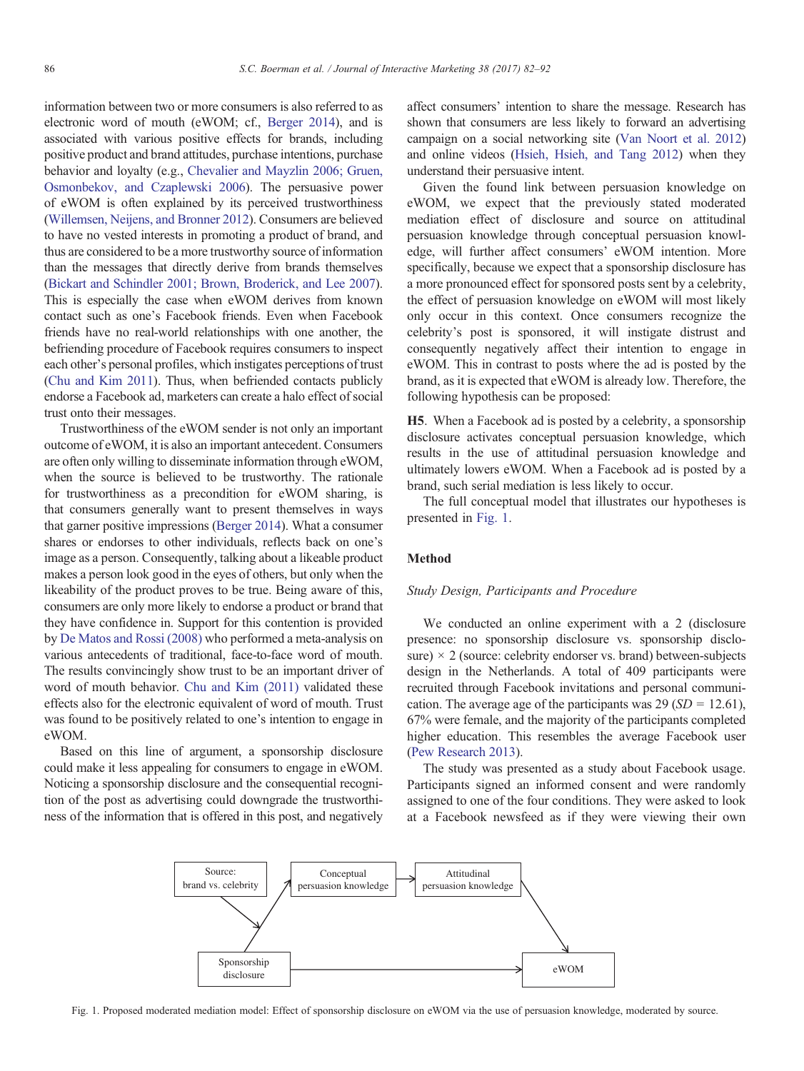information between two or more consumers is also referred to as electronic word of mouth (eWOM; cf., Berger 2014), and is associated with various positive effects for brands, including positive product and brand attitudes, purchase intentions, purchase behavior and loyalty (e.g., Chevalier and Mayzlin 2006; Gruen, Osmonbekov, and Czaplewski 2006). The persuasive power of eWOM is often explained by its perceived trustworthiness (Willemsen, Neijens, and Bronner 2012). Consumers are believed to have no vested interests in promoting a product of brand, and thus are considered to be a more trustworthy source of information than the messages that directly derive from brands themselves (Bickart and Schindler 2001; Brown, Broderick, and Lee 2007). This is especially the case when eWOM derives from known contact such as one's Facebook friends. Even when Facebook friends have no real-world relationships with one another, the befriending procedure of Facebook requires consumers to inspect each other's personal profiles, which instigates perceptions of trust (Chu and Kim 2011). Thus, when befriended contacts publicly endorse a Facebook ad, marketers can create a halo effect of social trust onto their messages.

Trustworthiness of the eWOM sender is not only an important outcome of eWOM, it is also an important antecedent. Consumers are often only willing to disseminate information through eWOM, when the source is believed to be trustworthy. The rationale for trustworthiness as a precondition for eWOM sharing, is that consumers generally want to present themselves in ways that garner positive impressions (Berger 2014). What a consumer shares or endorses to other individuals, reflects back on one's image as a person. Consequently, talking about a likeable product makes a person look good in the eyes of others, but only when the likeability of the product proves to be true. Being aware of this, consumers are only more likely to endorse a product or brand that they have confidence in. Support for this contention is provided by De Matos and Rossi (2008) who performed a meta-analysis on various antecedents of traditional, face-to-face word of mouth. The results convincingly show trust to be an important driver of word of mouth behavior. Chu and Kim (2011) validated these effects also for the electronic equivalent of word of mouth. Trust was found to be positively related to one's intention to engage in eWOM.

Based on this line of argument, a sponsorship disclosure could make it less appealing for consumers to engage in eWOM. Noticing a sponsorship disclosure and the consequential recognition of the post as advertising could downgrade the trustworthiness of the information that is offered in this post, and negatively affect consumers' intention to share the message. Research has shown that consumers are less likely to forward an advertising campaign on a social networking site (Van Noort et al. 2012) and online videos (Hsieh, Hsieh, and Tang 2012) when they understand their persuasive intent.

Given the found link between persuasion knowledge on eWOM, we expect that the previously stated moderated mediation effect of disclosure and source on attitudinal persuasion knowledge through conceptual persuasion knowledge, will further affect consumers' eWOM intention. More specifically, because we expect that a sponsorship disclosure has a more pronounced effect for sponsored posts sent by a celebrity, the effect of persuasion knowledge on eWOM will most likely only occur in this context. Once consumers recognize the celebrity's post is sponsored, it will instigate distrust and consequently negatively affect their intention to engage in eWOM. This in contrast to posts where the ad is posted by the brand, as it is expected that eWOM is already low. Therefore, the following hypothesis can be proposed:

**H5**. When a Facebook ad is posted by a celebrity, a sponsorship disclosure activates conceptual persuasion knowledge, which results in the use of attitudinal persuasion knowledge and ultimately lowers eWOM. When a Facebook ad is posted by a brand, such serial mediation is less likely to occur.

The full conceptual model that illustrates our hypotheses is presented in Fig. 1.

## Method

### *Study Design, Participants and Procedure*

We conducted an online experiment with a 2 (disclosure presence: no sponsorship disclosure vs. sponsorship disclosure) × 2 (source: celebrity endorser vs. brand) between-subjects design in the Netherlands. A total of 409 participants were recruited through Facebook invitations and personal communication. The average age of the participants was 29 (*SD* = 12.61), 67% were female, and the majority of the participants completed higher education. This resembles the average Facebook user (Pew Research 2013).

The study was presented as a study about Facebook usage. Participants signed an informed consent and were randomly assigned to one of the four conditions. They were asked to look at a Facebook newsfeed as if they were viewing their own

Source: brand vs. celebrity

Conceptual persuasion knowledge

Attitudinal persuasion knowledge

Sponsorship disclosure

eWOM

Fig. 1. Proposed moderated mediation model: Effect of sponsorship disclosure on eWOM via the use of persuasion knowledge, moderated by source.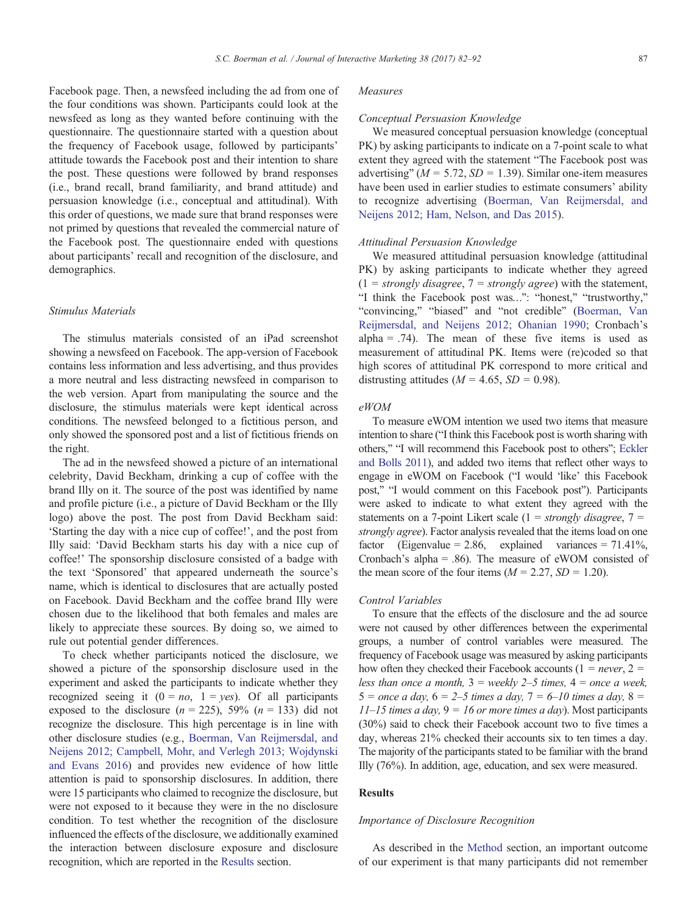Facebook page. Then, a newsfeed including the ad from one of the four conditions was shown. Participants could look at the newsfeed as long as they wanted before continuing with the questionnaire. The questionnaire started with a question about the frequency of Facebook usage, followed by participants' attitude towards the Facebook post and their intention to share the post. These questions were followed by brand responses (i.e., brand recall, brand familiarity, and brand attitude) and persuasion knowledge (i.e., conceptual and attitudinal). With this order of questions, we made sure that brand responses were not primed by questions that revealed the commercial nature of the Facebook post. The questionnaire ended with questions about participants' recall and recognition of the disclosure, and demographics.

### *Stimulus Materials*

The stimulus materials consisted of an iPad screenshot showing a newsfeed on Facebook. The app-version of Facebook contains less information and less advertising, and thus provides a more neutral and less distracting newsfeed in comparison to the web version. Apart from manipulating the source and the disclosure, the stimulus materials were kept identical across conditions. The newsfeed belonged to a fictitious person, and only showed the sponsored post and a list of fictitious friends on the right.

The ad in the newsfeed showed a picture of an international celebrity, David Beckham, drinking a cup of coffee with the brand Illy on it. The source of the post was identified by name and profile picture (i.e., a picture of David Beckham or the Illy logo) above the post. The post from David Beckham said: 'Starting the day with a nice cup of coffee!', and the post from Illy said: 'David Beckham starts his day with a nice cup of coffee!' The sponsorship disclosure consisted of a badge with the text 'Sponsored' that appeared underneath the source's name, which is identical to disclosures that are actually posted on Facebook. David Beckham and the coffee brand Illy were chosen due to the likelihood that both females and males are likely to appreciate these sources. By doing so, we aimed to rule out potential gender differences.

To check whether participants noticed the disclosure, we showed a picture of the sponsorship disclosure used in the experiment and asked the participants to indicate whether they recognized seeing it (0 = *no*, 1 = *yes*). Of all participants exposed to the disclosure ($n$ = 225), 59% ($n$ = 133) did not recognize the disclosure. This high percentage is in line with other disclosure studies (e.g., Boerman, Van Reijmersdal, and Neijens 2012; Campbell, Mohr, and Verlegh 2013; Wojdynski and Evans 2016) and provides new evidence of how little attention is paid to sponsorship disclosures. In addition, there were 15 participants who claimed to recognize the disclosure, but were not exposed to it because they were in the no disclosure condition. To test whether the recognition of the disclosure influenced the effects of the disclosure, we additionally examined the interaction between disclosure exposure and disclosure recognition, which are reported in the Results section.

### *Measures*

#### *Conceptual Persuasion Knowledge*

We measured conceptual persuasion knowledge (conceptual PK) by asking participants to indicate on a 7-point scale to what extent they agreed with the statement "The Facebook post was advertising" ($M$ = 5.72, $SD$ = 1.39). Similar one-item measures have been used in earlier studies to estimate consumers' ability to recognize advertising (Boerman, Van Reijmersdal, and Neijens 2012; Ham, Nelson, and Das 2015).

#### *Attitudinal Persuasion Knowledge*

We measured attitudinal persuasion knowledge (attitudinal PK) by asking participants to indicate whether they agreed (1 = *strongly disagree*, 7 = *strongly agree*) with the statement, "I think the Facebook post was...": "honest," "trustworthy," "convincing," "biased" and "not credible" (Boerman, Van Reijmersdal, and Neijens 2012; Ohanian 1990; Cronbach's alpha = .74). The mean of these five items is used as measurement of attitudinal PK. Items were (re)coded so that high scores of attitudinal PK correspond to more critical and distrusting attitudes ($M$ = 4.65, $SD$ = 0.98).

#### *eWOM*

To measure eWOM intention we used two items that measure intention to share ("I think this Facebook post is worth sharing with others," "I will recommend this Facebook post to others"; Eckler and Bolls 2011), and added two items that reflect other ways to engage in eWOM on Facebook ("I would 'like' this Facebook post," "I would comment on this Facebook post"). Participants were asked to indicate to what extent they agreed with the statements on a 7-point Likert scale (1 = *strongly disagree*, 7 = *strongly agree*). Factor analysis revealed that the items load on one factor (Eigenvalue = 2.86, explained variances = 71.41%, Cronbach's alpha = .86). The measure of eWOM consisted of the mean score of the four items ($M$ = 2.27, $SD$ = 1.20).

#### *Control Variables*

To ensure that the effects of the disclosure and the ad source were not caused by other differences between the experimental groups, a number of control variables were measured. The frequency of Facebook usage was measured by asking participants how often they checked their Facebook accounts (1 = *never*, 2 = *less than once a month,* 3 = *weekly 2–5 times,* 4 = *once a week,* 5 = *once a day,* 6 = *2–5 times a day,* 7 = *6–10 times a day,* 8 = *11–15 times a day,* 9 = *16 or more times a day*). Most participants (30%) said to check their Facebook account two to five times a day, whereas 21% checked their accounts six to ten times a day. The majority of the participants stated to be familiar with the brand Illy (76%). In addition, age, education, and sex were measured.

## **Results**

### *Importance of Disclosure Recognition*

As described in the Method section, an important outcome of our experiment is that many participants did not remember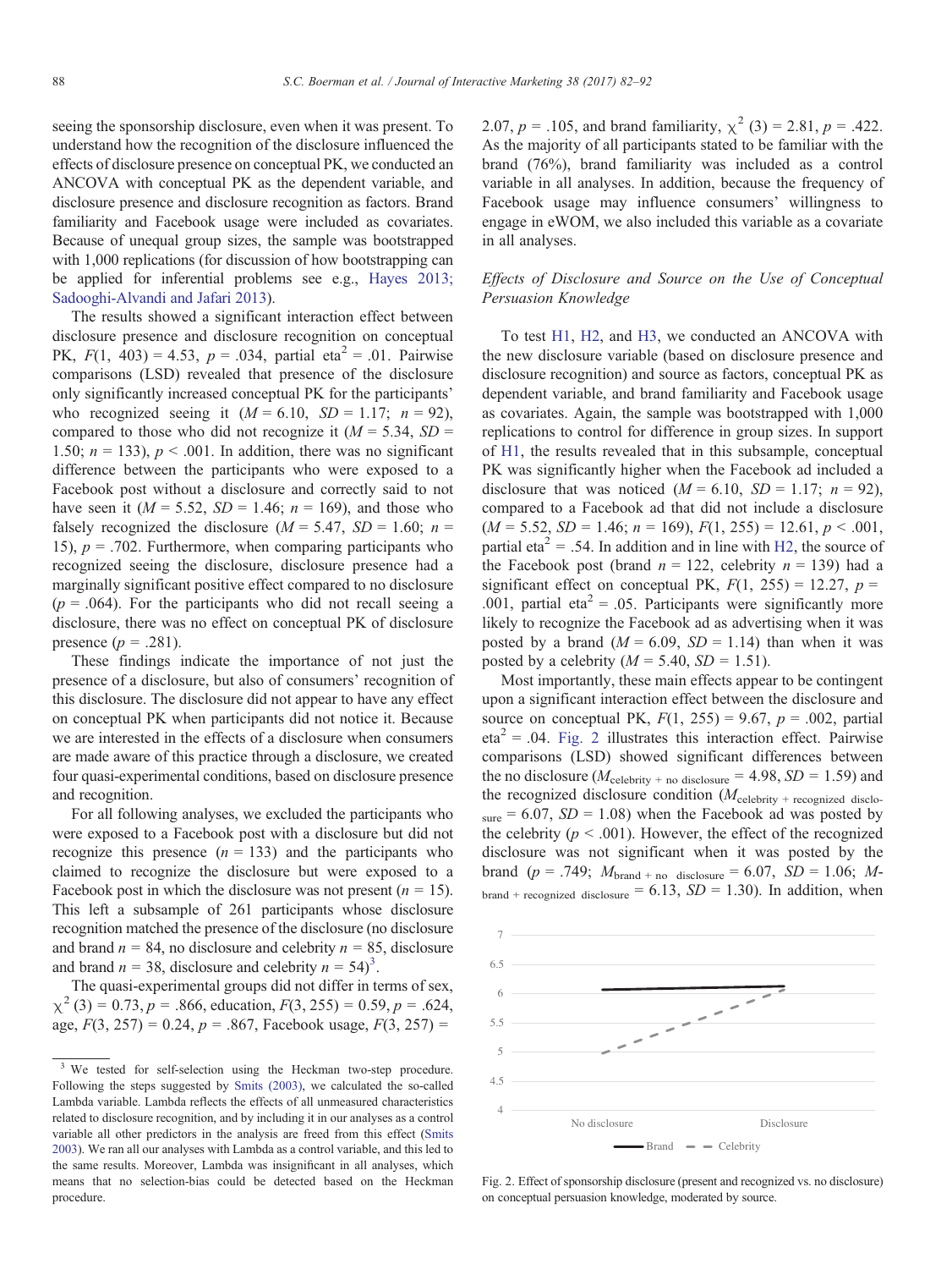seeing the sponsorship disclosure, even when it was present. To understand how the recognition of the disclosure influenced the effects of disclosure presence on conceptual PK, we conducted an ANCOVA with conceptual PK as the dependent variable, and disclosure presence and disclosure recognition as factors. Brand familiarity and Facebook usage were included as covariates. Because of unequal group sizes, the sample was bootstrapped with 1,000 replications (for discussion of how bootstrapping can be applied for inferential problems see e.g., Hayes 2013; Sadooghi-Alvandi and Jafari 2013).

The results showed a significant interaction effect between disclosure presence and disclosure recognition on conceptual PK, $F(1, 403) = 4.53$, $p = .034$, partial $eta^2 = .01$. Pairwise comparisons (LSD) revealed that presence of the disclosure only significantly increased conceptual PK for the participants' who recognized seeing it ($M = 6.10$, $SD = 1.17$; $n = 92$), compared to those who did not recognize it ($M = 5.34$, $SD = 1.50$; $n = 133$), $p < .001$. In addition, there was no significant difference between the participants who were exposed to a Facebook post without a disclosure and correctly said to not have seen it ($M = 5.52$, $SD = 1.46$; $n = 169$), and those who falsely recognized the disclosure ($M = 5.47$, $SD = 1.60$; $n = 15$), $p = .702$. Furthermore, when comparing participants who recognized seeing the disclosure, disclosure presence had a marginally significant positive effect compared to no disclosure ($p = .064$). For the participants who did not recall seeing a disclosure, there was no effect on conceptual PK of disclosure presence ($p = .281$).

These findings indicate the importance of not just the presence of a disclosure, but also of consumers' recognition of this disclosure. The disclosure did not appear to have any effect on conceptual PK when participants did not notice it. Because we are interested in the effects of a disclosure when consumers are made aware of this practice through a disclosure, we created four quasi-experimental conditions, based on disclosure presence and recognition.

For all following analyses, we excluded the participants who were exposed to a Facebook post with a disclosure but did not recognize this presence ($n = 133$) and the participants who claimed to recognize the disclosure but were exposed to a Facebook post in which the disclosure was not present ($n = 15$). This left a subsample of 261 participants whose disclosure recognition matched the presence of the disclosure (no disclosure and brand $n = 84$, no disclosure and celebrity $n = 85$, disclosure and brand $n = 38$, disclosure and celebrity $n = 54$)[3].

The quasi-experimental groups did not differ in terms of sex, $\chi^2(3) = 0.73$, $p = .866$, education, $F(3, 255) = 0.59$, $p = .624$, age, $F(3, 257) = 0.24$, $p = .867$, Facebook usage, $F(3, 257) = 2.07$, $p = .105$, and brand familiarity, $\chi^2(3) = 2.81$, $p = .422$. As the majority of all participants stated to be familiar with the brand (76%), brand familiarity was included as a control variable in all analyses. In addition, because the frequency of Facebook usage may influence consumers' willingness to engage in eWOM, we also included this variable as a covariate in all analyses.

### *Effects of Disclosure and Source on the Use of Conceptual Persuasion Knowledge*

To test H1, H2, and H3, we conducted an ANCOVA with the new disclosure variable (based on disclosure presence and disclosure recognition) and source as factors, conceptual PK as dependent variable, and brand familiarity and Facebook usage as covariates. Again, the sample was bootstrapped with 1,000 replications to control for difference in group sizes. In support of H1, the results revealed that in this subsample, conceptual PK was significantly higher when the Facebook ad included a disclosure that was noticed ($M = 6.10$, $SD = 1.17$; $n = 92$), compared to a Facebook ad that did not include a disclosure ($M = 5.52$, $SD = 1.46$; $n = 169$), $F(1, 255) = 12.61$, $p < .001$, partial $eta^2 = .54$. In addition and in line with H2, the source of the Facebook post (brand $n = 122$, celebrity $n = 139$) had a significant effect on conceptual PK, $F(1, 255) = 12.27$, $p = .001$, partial $eta^2 = .05$. Participants were significantly more likely to recognize the Facebook ad as advertising when it was posted by a brand ($M = 6.09$, $SD = 1.14$) than when it was posted by a celebrity ($M = 5.40$, $SD = 1.51$).

Most importantly, these main effects appear to be contingent upon a significant interaction effect between the disclosure and source on conceptual PK, $F(1, 255) = 9.67$, $p = .002$, partial $eta^2 = .04$. Fig. 2 illustrates this interaction effect. Pairwise comparisons (LSD) showed significant differences between the no disclosure ($M_{\text{celebrity + no disclosure}} = 4.98$, $SD = 1.59$) and the recognized disclosure condition ($M_{\text{celebrity + recognized disclosure}} = 6.07$, $SD = 1.08$) when the Facebook ad was posted by the celebrity ($p < .001$). However, the effect of the recognized disclosure was not significant when it was posted by the brand ($p = .749$; $M_{\text{brand + no disclosure}} = 6.07$, $SD = 1.06$; $M_{\text{brand + recognized disclosure}} = 6.13$, $SD = 1.30$). In addition, when

Fig. 2. Effect of sponsorship disclosure (present and recognized vs. no disclosure) on conceptual persuasion knowledge, moderated by source.

[3] We tested for self-selection using the Heckman two-step procedure. Following the steps suggested by Smits (2003), we calculated the so-called Lambda variable. Lambda reflects the effects of all unmeasured characteristics related to disclosure recognition, and by including it in our analyses as a control variable all other predictors in the analysis are freed from this effect (Smits 2003). We ran all our analyses with Lambda as a control variable, and this led to the same results. Moreover, Lambda was insignificant in all analyses, which means that no selection-bias could be detected based on the Heckman procedure.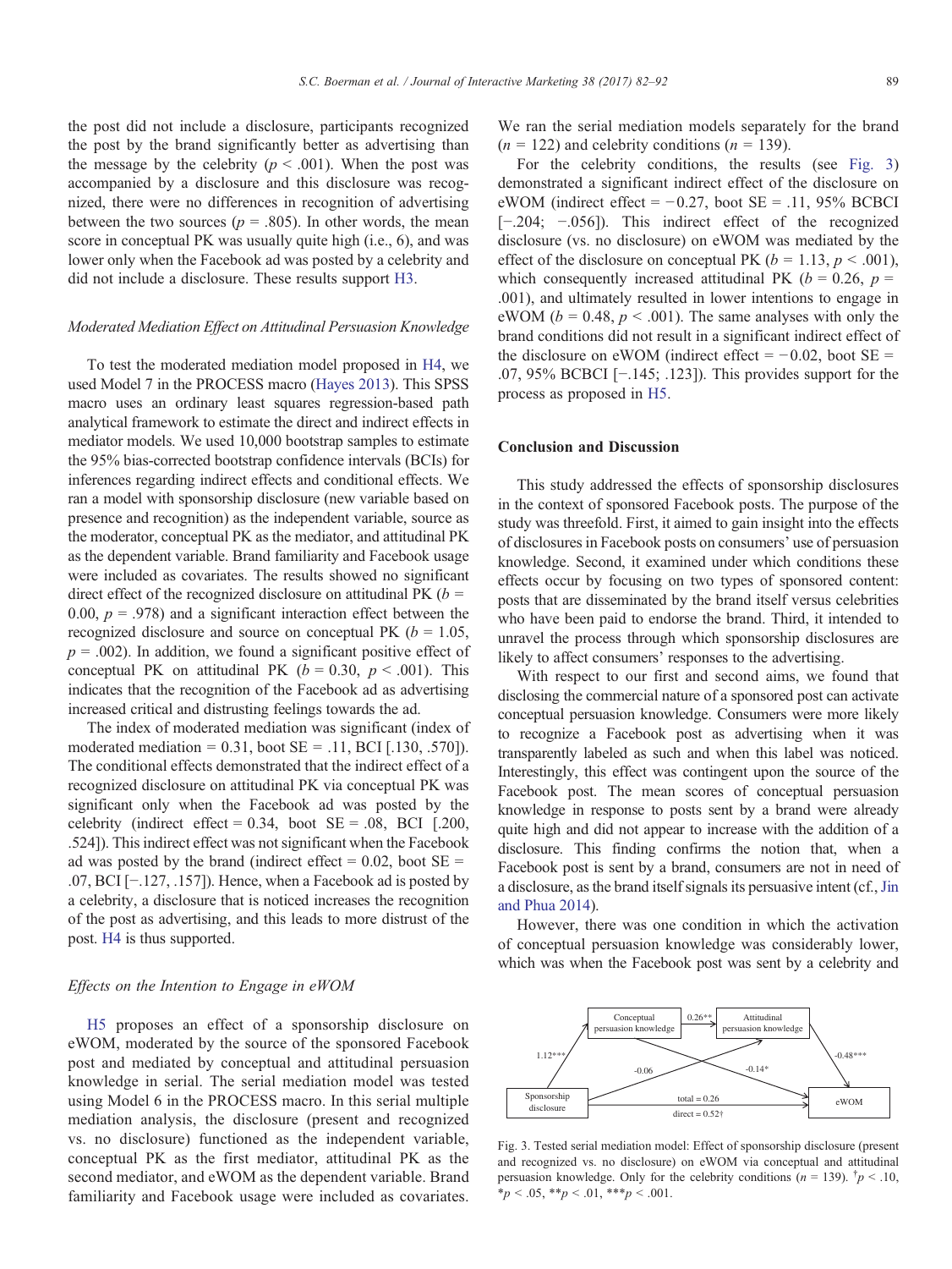the post did not include a disclosure, participants recognized the post by the brand significantly better as advertising than the message by the celebrity ($p < .001$). When the post was accompanied by a disclosure and this disclosure was recognized, there were no differences in recognition of advertising between the two sources ($p = .805$). In other words, the mean score in conceptual PK was usually quite high (i.e., 6), and was lower only when the Facebook ad was posted by a celebrity and did not include a disclosure. These results support H3.

### *Moderated Mediation Effect on Attitudinal Persuasion Knowledge*

To test the moderated mediation model proposed in H4, we used Model 7 in the PROCESS macro (Hayes 2013). This SPSS macro uses an ordinary least squares regression-based path analytical framework to estimate the direct and indirect effects in mediator models. We used 10,000 bootstrap samples to estimate the 95% bias-corrected bootstrap confidence intervals (BCIs) for inferences regarding indirect effects and conditional effects. We ran a model with sponsorship disclosure (new variable based on presence and recognition) as the independent variable, source as the moderator, conceptual PK as the mediator, and attitudinal PK as the dependent variable. Brand familiarity and Facebook usage were included as covariates. The results showed no significant direct effect of the recognized disclosure on attitudinal PK ($b = 0.00$, $p = .978$) and a significant interaction effect between the recognized disclosure and source on conceptual PK ($b = 1.05$, $p = .002$). In addition, we found a significant positive effect of conceptual PK on attitudinal PK ($b = 0.30$, $p < .001$). This indicates that the recognition of the Facebook ad as advertising increased critical and distrusting feelings towards the ad.

The index of moderated mediation was significant (index of moderated mediation = 0.31, boot SE = .11, BCI [.130, .570]). The conditional effects demonstrated that the indirect effect of a recognized disclosure on attitudinal PK via conceptual PK was significant only when the Facebook ad was posted by the celebrity (indirect effect = 0.34, boot SE = .08, BCI [.200, .524]). This indirect effect was not significant when the Facebook ad was posted by the brand (indirect effect = 0.02, boot SE = .07, BCI [−.127, .157]). Hence, when a Facebook ad is posted by a celebrity, a disclosure that is noticed increases the recognition of the post as advertising, and this leads to more distrust of the post. H4 is thus supported.

### *Effects on the Intention to Engage in eWOM*

H5 proposes an effect of a sponsorship disclosure on eWOM, moderated by the source of the sponsored Facebook post and mediated by conceptual and attitudinal persuasion knowledge in serial. The serial mediation model was tested using Model 6 in the PROCESS macro. In this serial multiple mediation analysis, the disclosure (present and recognized vs. no disclosure) functioned as the independent variable, conceptual PK as the first mediator, attitudinal PK as the second mediator, and eWOM as the dependent variable. Brand familiarity and Facebook usage were included as covariates. We ran the serial mediation models separately for the brand ($n = 122$) and celebrity conditions ($n = 139$).

For the celebrity conditions, the results (see Fig. 3) demonstrated a significant indirect effect of the disclosure on eWOM (indirect effect = −0.27, boot SE = .11, 95% BCBCI [−.204; −.056]). This indirect effect of the recognized disclosure (vs. no disclosure) on eWOM was mediated by the effect of the disclosure on conceptual PK ($b = 1.13$, $p < .001$), which consequently increased attitudinal PK ($b = 0.26$, $p = .001$), and ultimately resulted in lower intentions to engage in eWOM ($b = 0.48$, $p < .001$). The same analyses with only the brand conditions did not result in a significant indirect effect of the disclosure on eWOM (indirect effect = −0.02, boot SE = .07, 95% BCBCI [−.145; .123]). This provides support for the process as proposed in H5.

## Conclusion and Discussion

This study addressed the effects of sponsorship disclosures in the context of sponsored Facebook posts. The purpose of the study was threefold. First, it aimed to gain insight into the effects of disclosures in Facebook posts on consumers' use of persuasion knowledge. Second, it examined under which conditions these effects occur by focusing on two types of sponsored content: posts that are disseminated by the brand itself versus celebrities who have been paid to endorse the brand. Third, it intended to unravel the process through which sponsorship disclosures are likely to affect consumers' responses to the advertising.

With respect to our first and second aims, we found that disclosing the commercial nature of a sponsored post can activate conceptual persuasion knowledge. Consumers were more likely to recognize a Facebook post as advertising when it was transparently labeled as such and when this label was noticed. Interestingly, this effect was contingent upon the source of the Facebook post. The mean scores of conceptual persuasion knowledge in response to posts sent by a brand were already quite high and did not appear to increase with the addition of a disclosure. This finding confirms the notion that, when a Facebook post is sent by a brand, consumers are not in need of a disclosure, as the brand itself signals its persuasive intent (cf., Jin and Phua 2014).

However, there was one condition in which the activation of conceptual persuasion knowledge was considerably lower, which was when the Facebook post was sent by a celebrity and

Fig. 3. Tested serial mediation model: Effect of sponsorship disclosure (present and recognized vs. no disclosure) on eWOM via conceptual and attitudinal persuasion knowledge. Only for the celebrity conditions ($n = 139$). †$p < .10$, \*$p < .05$, \*\*$p < .01$, \*\*\*$p < .001$.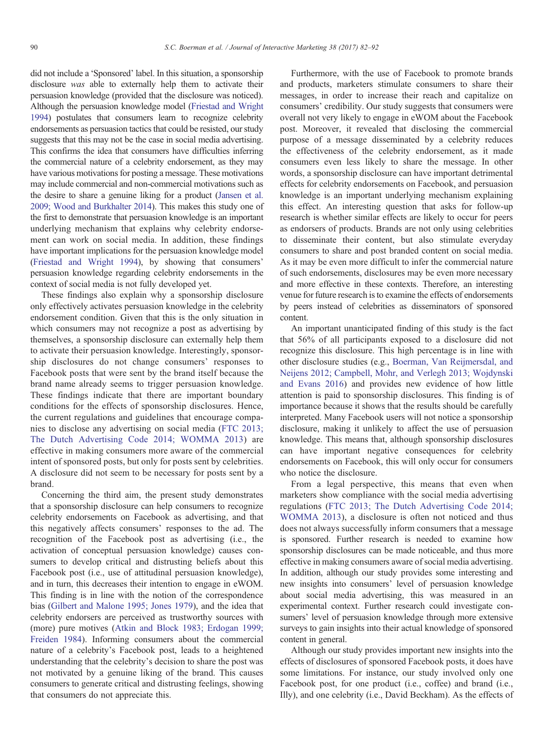did not include a 'Sponsored' label. In this situation, a sponsorship disclosure *was* able to externally help them to activate their persuasion knowledge (provided that the disclosure was noticed). Although the persuasion knowledge model (Friestad and Wright 1994) postulates that consumers learn to recognize celebrity endorsements as persuasion tactics that could be resisted, our study suggests that this may not be the case in social media advertising. This confirms the idea that consumers have difficulties inferring the commercial nature of a celebrity endorsement, as they may have various motivations for posting a message. These motivations may include commercial and non-commercial motivations such as the desire to share a genuine liking for a product (Jansen et al. 2009; Wood and Burkhalter 2014). This makes this study one of the first to demonstrate that persuasion knowledge is an important underlying mechanism that explains why celebrity endorsement can work on social media. In addition, these findings have important implications for the persuasion knowledge model (Friestad and Wright 1994), by showing that consumers' persuasion knowledge regarding celebrity endorsements in the context of social media is not fully developed yet.

These findings also explain why a sponsorship disclosure only effectively activates persuasion knowledge in the celebrity endorsement condition. Given that this is the only situation in which consumers may not recognize a post as advertising by themselves, a sponsorship disclosure can externally help them to activate their persuasion knowledge. Interestingly, sponsorship disclosures do not change consumers' responses to Facebook posts that were sent by the brand itself because the brand name already seems to trigger persuasion knowledge. These findings indicate that there are important boundary conditions for the effects of sponsorship disclosures. Hence, the current regulations and guidelines that encourage companies to disclose any advertising on social media (FTC 2013; The Dutch Advertising Code 2014; WOMMA 2013) are effective in making consumers more aware of the commercial intent of sponsored posts, but only for posts sent by celebrities. A disclosure did not seem to be necessary for posts sent by a brand.

Concerning the third aim, the present study demonstrates that a sponsorship disclosure can help consumers to recognize celebrity endorsements on Facebook as advertising, and that this negatively affects consumers' responses to the ad. The recognition of the Facebook post as advertising (i.e., the activation of conceptual persuasion knowledge) causes consumers to develop critical and distrusting beliefs about this Facebook post (i.e., use of attitudinal persuasion knowledge), and in turn, this decreases their intention to engage in eWOM. This finding is in line with the notion of the correspondence bias (Gilbert and Malone 1995; Jones 1979), and the idea that celebrity endorsers are perceived as trustworthy sources with (more) pure motives (Atkin and Block 1983; Erdogan 1999; Freiden 1984). Informing consumers about the commercial nature of a celebrity's Facebook post, leads to a heightened understanding that the celebrity's decision to share the post was not motivated by a genuine liking of the brand. This causes consumers to generate critical and distrusting feelings, showing that consumers do not appreciate this.

Furthermore, with the use of Facebook to promote brands and products, marketers stimulate consumers to share their messages, in order to increase their reach and capitalize on consumers' credibility. Our study suggests that consumers were overall not very likely to engage in eWOM about the Facebook post. Moreover, it revealed that disclosing the commercial purpose of a message disseminated by a celebrity reduces the effectiveness of the celebrity endorsement, as it made consumers even less likely to share the message. In other words, a sponsorship disclosure can have important detrimental effects for celebrity endorsements on Facebook, and persuasion knowledge is an important underlying mechanism explaining this effect. An interesting question that asks for follow-up research is whether similar effects are likely to occur for peers as endorsers of products. Brands are not only using celebrities to disseminate their content, but also stimulate everyday consumers to share and post branded content on social media. As it may be even more difficult to infer the commercial nature of such endorsements, disclosures may be even more necessary and more effective in these contexts. Therefore, an interesting venue for future research is to examine the effects of endorsements by peers instead of celebrities as disseminators of sponsored content.

An important unanticipated finding of this study is the fact that 56% of all participants exposed to a disclosure did not recognize this disclosure. This high percentage is in line with other disclosure studies (e.g., Boerman, Van Reijmersdal, and Neijens 2012; Campbell, Mohr, and Verlegh 2013; Wojdynski and Evans 2016) and provides new evidence of how little attention is paid to sponsorship disclosures. This finding is of importance because it shows that the results should be carefully interpreted. Many Facebook users will not notice a sponsorship disclosure, making it unlikely to affect the use of persuasion knowledge. This means that, although sponsorship disclosures can have important negative consequences for celebrity endorsements on Facebook, this will only occur for consumers who notice the disclosure.

From a legal perspective, this means that even when marketers show compliance with the social media advertising regulations (FTC 2013; The Dutch Advertising Code 2014; WOMMA 2013), a disclosure is often not noticed and thus does not always successfully inform consumers that a message is sponsored. Further research is needed to examine how sponsorship disclosures can be made noticeable, and thus more effective in making consumers aware of social media advertising. In addition, although our study provides some interesting and new insights into consumers' level of persuasion knowledge about social media advertising, this was measured in an experimental context. Further research could investigate consumers' level of persuasion knowledge through more extensive surveys to gain insights into their actual knowledge of sponsored content in general.

Although our study provides important new insights into the effects of disclosures of sponsored Facebook posts, it does have some limitations. For instance, our study involved only one Facebook post, for one product (i.e., coffee) and brand (i.e., Illy), and one celebrity (i.e., David Beckham). As the effects of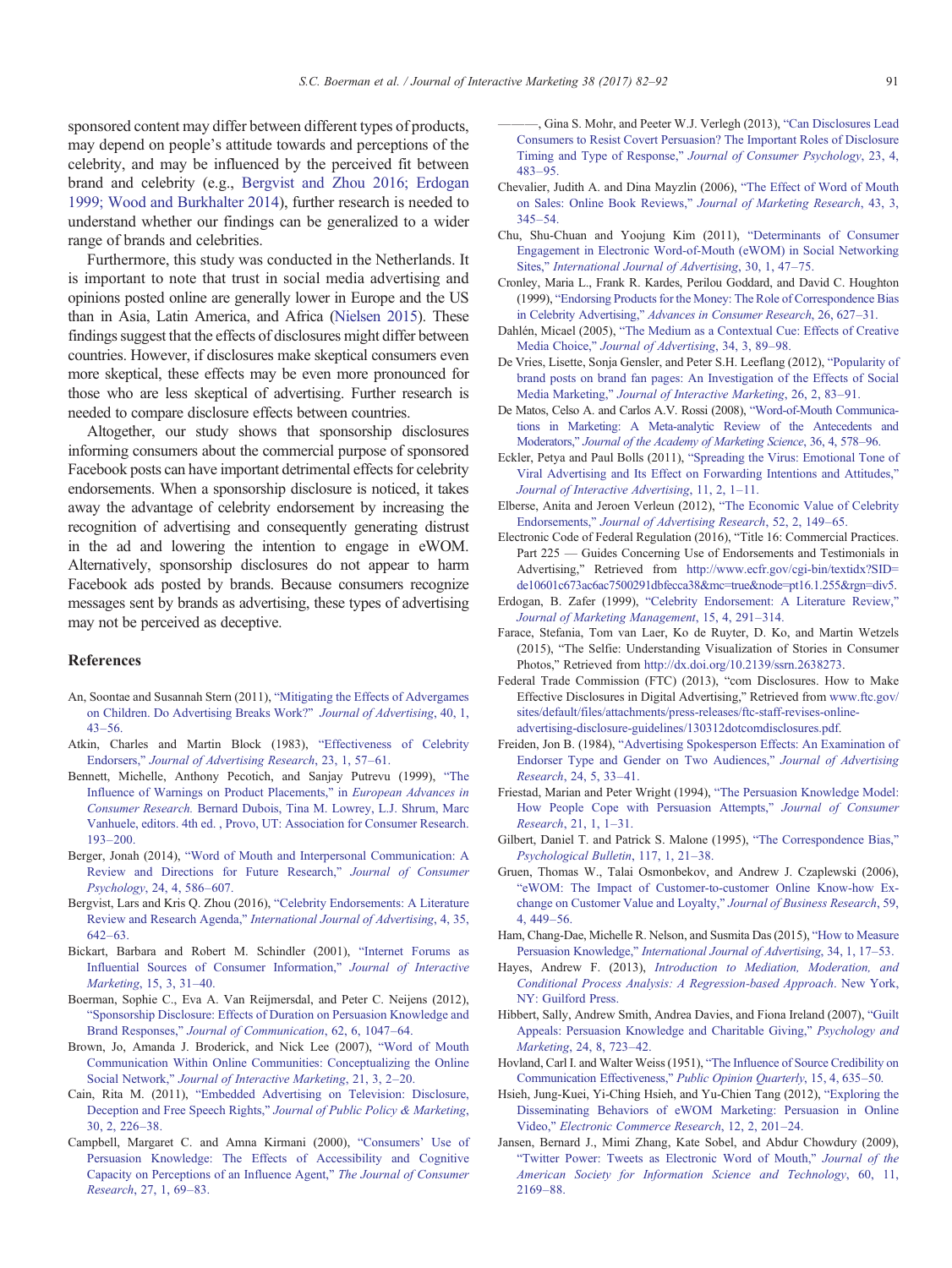sponsored content may differ between different types of products, may depend on people's attitude towards and perceptions of the celebrity, and may be influenced by the perceived fit between brand and celebrity (e.g., Bergvist and Zhou 2016; Erdogan 1999; Wood and Burkhalter 2014), further research is needed to understand whether our findings can be generalized to a wider range of brands and celebrities.

Furthermore, this study was conducted in the Netherlands. It is important to note that trust in social media advertising and opinions posted online are generally lower in Europe and the US than in Asia, Latin America, and Africa (Nielsen 2015). These findings suggest that the effects of disclosures might differ between countries. However, if disclosures make skeptical consumers even more skeptical, these effects may be even more pronounced for those who are less skeptical of advertising. Further research is needed to compare disclosure effects between countries.

Altogether, our study shows that sponsorship disclosures informing consumers about the commercial purpose of sponsored Facebook posts can have important detrimental effects for celebrity endorsements. When a sponsorship disclosure is noticed, it takes away the advantage of celebrity endorsement by increasing the recognition of advertising and consequently generating distrust in the ad and lowering the intention to engage in eWOM. Alternatively, sponsorship disclosures do not appear to harm Facebook ads posted by brands. Because consumers recognize messages sent by brands as advertising, these types of advertising may not be perceived as deceptive.

## References

An, Soontae and Susannah Stern (2011), "Mitigating the Effects of Advergames on Children. Do Advertising Breaks Work?" *Journal of Advertising*, 40, 1, 43–56.

Atkin, Charles and Martin Block (1983), "Effectiveness of Celebrity Endorsers," *Journal of Advertising Research*, 23, 1, 57–61.

Bennett, Michelle, Anthony Pecotich, and Sanjay Putrevu (1999), "The Influence of Warnings on Product Placements," in *European Advances in Consumer Research*. Bernard Dubois, Tina M. Lowrey, L.J. Shrum, Marc Vanhuele, editors. 4th ed. , Provo, UT: Association for Consumer Research. 193–200.

Berger, Jonah (2014), "Word of Mouth and Interpersonal Communication: A Review and Directions for Future Research," *Journal of Consumer Psychology*, 24, 4, 586–607.

Bergvist, Lars and Kris Q. Zhou (2016), "Celebrity Endorsements: A Literature Review and Research Agenda," *International Journal of Advertising*, 4, 35, 642–63.

Bickart, Barbara and Robert M. Schindler (2001), "Internet Forums as Influential Sources of Consumer Information," *Journal of Interactive Marketing*, 15, 3, 31–40.

Boerman, Sophie C., Eva A. Van Reijmersdal, and Peter C. Neijens (2012), "Sponsorship Disclosure: Effects of Duration on Persuasion Knowledge and Brand Responses," *Journal of Communication*, 62, 6, 1047–64.

Brown, Jo, Amanda J. Broderick, and Nick Lee (2007), "Word of Mouth Communication Within Online Communities: Conceptualizing the Online Social Network," *Journal of Interactive Marketing*, 21, 3, 2–20.

Cain, Rita M. (2011), "Embedded Advertising on Television: Disclosure, Deception and Free Speech Rights," *Journal of Public Policy & Marketing*, 30, 2, 226–38.

Campbell, Margaret C. and Amna Kirmani (2000), "Consumers' Use of Persuasion Knowledge: The Effects of Accessibility and Cognitive Capacity on Perceptions of an Influence Agent," *The Journal of Consumer Research*, 27, 1, 69–83.

———, Gina S. Mohr, and Peeter W.J. Verlegh (2013), "Can Disclosures Lead Consumers to Resist Covert Persuasion? The Important Roles of Disclosure Timing and Type of Response," *Journal of Consumer Psychology*, 23, 4, 483–95.

Chevalier, Judith A. and Dina Mayzlin (2006), "The Effect of Word of Mouth on Sales: Online Book Reviews," *Journal of Marketing Research*, 43, 3, 345–54.

Chu, Shu-Chuan and Yoojung Kim (2011), "Determinants of Consumer Engagement in Electronic Word-of-Mouth (eWOM) in Social Networking Sites," *International Journal of Advertising*, 30, 1, 47–75.

Cronley, Maria L., Frank R. Kardes, Perilou Goddard, and David C. Houghton (1999), "Endorsing Products for the Money: The Role of Correspondence Bias in Celebrity Advertising," *Advances in Consumer Research*, 26, 627–31.

Dahlén, Micael (2005), "The Medium as a Contextual Cue: Effects of Creative Media Choice," *Journal of Advertising*, 34, 3, 89–98.

De Vries, Lisette, Sonja Gensler, and Peter S.H. Leeflang (2012), "Popularity of brand posts on brand fan pages: An Investigation of the Effects of Social Media Marketing," *Journal of Interactive Marketing*, 26, 2, 83–91.

De Matos, Celso A. and Carlos A.V. Rossi (2008), "Word-of-Mouth Communications in Marketing: A Meta-analytic Review of the Antecedents and Moderators," *Journal of the Academy of Marketing Science*, 36, 4, 578–96.

Eckler, Petya and Paul Bolls (2011), "Spreading the Virus: Emotional Tone of Viral Advertising and Its Effect on Forwarding Intentions and Attitudes," *Journal of Interactive Advertising*, 11, 2, 1–11.

Elberse, Anita and Jeroen Verleun (2012), "The Economic Value of Celebrity Endorsements," *Journal of Advertising Research*, 52, 2, 149–65.

Electronic Code of Federal Regulation (2016), "Title 16: Commercial Practices. Part 225 — Guides Concerning Use of Endorsements and Testimonials in Advertising," Retrieved from http://www.ecfr.gov/cgi-bin/textidx?SID=de10601c673ac6ac7500291dbfecca38&mc=true&node=pt16.1.255&rgn=div5.

Erdogan, B. Zafer (1999), "Celebrity Endorsement: A Literature Review," *Journal of Marketing Management*, 15, 4, 291–314.

Farace, Stefania, Tom van Laer, Ko de Ruyter, D. Ko, and Martin Wetzels (2015), "The Selfie: Understanding Visualization of Stories in Consumer Photos," Retrieved from http://dx.doi.org/10.2139/ssrn.2638273.

Federal Trade Commission (FTC) (2013), "com Disclosures. How to Make Effective Disclosures in Digital Advertising," Retrieved from www.ftc.gov/sites/default/files/attachments/press-releases/ftc-staff-revises-online-advertising-disclosure-guidelines/130312dotcomdisclosures.pdf.

Freiden, Jon B. (1984), "Advertising Spokesperson Effects: An Examination of Endorser Type and Gender on Two Audiences," *Journal of Advertising Research*, 24, 5, 33–41.

Friestad, Marian and Peter Wright (1994), "The Persuasion Knowledge Model: How People Cope with Persuasion Attempts," *Journal of Consumer Research*, 21, 1, 1–31.

Gilbert, Daniel T. and Patrick S. Malone (1995), "The Correspondence Bias," *Psychological Bulletin*, 117, 1, 21–38.

Gruen, Thomas W., Talai Osmonbekov, and Andrew J. Czaplewski (2006), "eWOM: The Impact of Customer-to-customer Online Know-how Exchange on Customer Value and Loyalty," *Journal of Business Research*, 59, 4, 449–56.

Ham, Chang-Dae, Michelle R. Nelson, and Susmita Das (2015), "How to Measure Persuasion Knowledge," *International Journal of Advertising*, 34, 1, 17–53.

Hayes, Andrew F. (2013), *Introduction to Mediation, Moderation, and Conditional Process Analysis: A Regression-based Approach*. New York, NY: Guilford Press.

Hibbert, Sally, Andrew Smith, Andrea Davies, and Fiona Ireland (2007), "Guilt Appeals: Persuasion Knowledge and Charitable Giving," *Psychology and Marketing*, 24, 8, 723–42.

Hovland, Carl I. and Walter Weiss (1951), "The Influence of Source Credibility on Communication Effectiveness," *Public Opinion Quarterly*, 15, 4, 635–50.

Hsieh, Jung-Kuei, Yi-Ching Hsieh, and Yu-Chien Tang (2012), "Exploring the Disseminating Behaviors of eWOM Marketing: Persuasion in Online Video," *Electronic Commerce Research*, 12, 2, 201–24.

Jansen, Bernard J., Mimi Zhang, Kate Sobel, and Abdur Chowdury (2009), "Twitter Power: Tweets as Electronic Word of Mouth," *Journal of the American Society for Information Science and Technology*, 60, 11, 2169–88.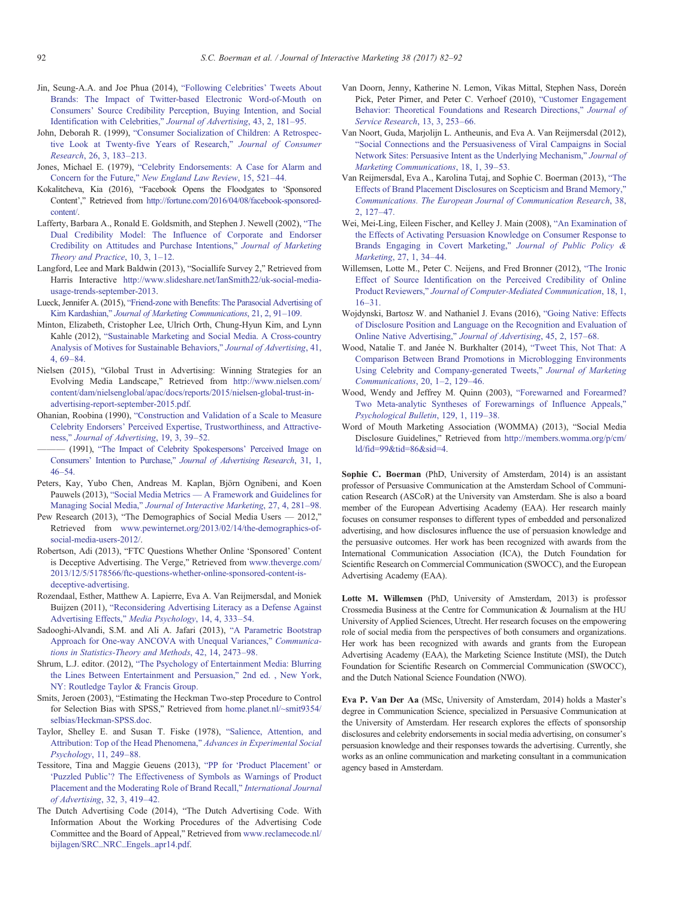Jin, Seung-A.A. and Joe Phua (2014), "Following Celebrities' Tweets About Brands: The Impact of Twitter-based Electronic Word-of-Mouth on Consumers' Source Credibility Perception, Buying Intention, and Social Identification with Celebrities," *Journal of Advertising*, 43, 2, 181–95.

John, Deborah R. (1999), "Consumer Socialization of Children: A Retrospective Look at Twenty-five Years of Research," *Journal of Consumer Research*, 26, 3, 183–213.

Jones, Michael E. (1979), "Celebrity Endorsements: A Case for Alarm and Concern for the Future," *New England Law Review*, 15, 521–44.

Kokalitcheva, Kia (2016), "Facebook Opens the Floodgates to 'Sponsored Content'," Retrieved from http://fortune.com/2016/04/08/facebook-sponsored-content/.

Lafferty, Barbara A., Ronald E. Goldsmith, and Stephen J. Newell (2002), "The Dual Credibility Model: The Influence of Corporate and Endorser Credibility on Attitudes and Purchase Intentions," *Journal of Marketing Theory and Practice*, 10, 3, 1–12.

Langford, Lee and Mark Baldwin (2013), "Sociallife Survey 2," Retrieved from Harris Interactive http://www.slideshare.net/IanSmith22/uk-social-media-usage-trends-september-2013.

Lueck, Jennifer A. (2015), "Friend-zone with Benefits: The Parasocial Advertising of Kim Kardashian," *Journal of Marketing Communications*, 21, 2, 91–109.

Minton, Elizabeth, Cristopher Lee, Ulrich Orth, Chung-Hyun Kim, and Lynn Kahle (2012), "Sustainable Marketing and Social Media. A Cross-country Analysis of Motives for Sustainable Behaviors," *Journal of Advertising*, 41, 4, 69–84.

Nielsen (2015), "Global Trust in Advertising: Winning Strategies for an Evolving Media Landscape," Retrieved from http://www.nielsen.com/content/dam/nielsenglobal/apac/docs/reports/2015/nielsen-global-trust-in-advertising-report-september-2015.pdf.

Ohanian, Roobina (1990), "Construction and Validation of a Scale to Measure Celebrity Endorsers' Perceived Expertise, Trustworthiness, and Attractiveness," *Journal of Advertising*, 19, 3, 39–52.

——— (1991), "The Impact of Celebrity Spokespersons' Perceived Image on Consumers' Intention to Purchase," *Journal of Advertising Research*, 31, 1, 46–54.

Peters, Kay, Yubo Chen, Andreas M. Kaplan, Björn Ognibeni, and Koen Pauwels (2013), "Social Media Metrics — A Framework and Guidelines for Managing Social Media," *Journal of Interactive Marketing*, 27, 4, 281–98.

Pew Research (2013), "The Demographics of Social Media Users — 2012," Retrieved from www.pewinternet.org/2013/02/14/the-demographics-of-social-media-users-2012/.

Robertson, Adi (2013), "FTC Questions Whether Online 'Sponsored' Content is Deceptive Advertising. The Verge," Retrieved from www.theverge.com/2013/12/5/5178566/ftc-questions-whether-online-sponsored-content-is-deceptive-advertising.

Rozendaal, Esther, Matthew A. Lapierre, Eva A. Van Reijmersdal, and Moniek Buijzen (2011), "Reconsidering Advertising Literacy as a Defense Against Advertising Effects," *Media Psychology*, 14, 4, 333–54.

Sadooghi-Alvandi, S.M. and Ali A. Jafari (2013), "A Parametric Bootstrap Approach for One-way ANCOVA with Unequal Variances," *Communications in Statistics-Theory and Methods*, 42, 14, 2473–98.

Shrum, L.J. editor. (2012), "The Psychology of Entertainment Media: Blurring the Lines Between Entertainment and Persuasion," 2nd ed. , New York, NY: Routledge Taylor & Francis Group.

Smits, Jeroen (2003), "Estimating the Heckman Two-step Procedure to Control for Selection Bias with SPSS," Retrieved from home.planet.nl/~smit9354/selbias/Heckman-SPSS.doc.

Taylor, Shelley E. and Susan T. Fiske (1978), "Salience, Attention, and Attribution: Top of the Head Phenomena," *Advances in Experimental Social Psychology*, 11, 249–88.

Tessitore, Tina and Maggie Geuens (2013), "PP for 'Product Placement' or 'Puzzled Public'? The Effectiveness of Symbols as Warnings of Product Placement and the Moderating Role of Brand Recall," *International Journal of Advertising*, 32, 3, 419–42.

The Dutch Advertising Code (2014), "The Dutch Advertising Code. With Information About the Working Procedures of the Advertising Code Committee and the Board of Appeal," Retrieved from www.reclamecode.nl/bijlagen/SRC_NRC_Engels_apr14.pdf.

Van Doorn, Jenny, Katherine N. Lemon, Vikas Mittal, Stephen Nass, Doreén Pick, Peter Pirner, and Peter C. Verhoef (2010), "Customer Engagement Behavior: Theoretical Foundations and Research Directions," *Journal of Service Research*, 13, 3, 253–66.

Van Noort, Guda, Marjolijn L. Antheunis, and Eva A. Van Reijmersdal (2012), "Social Connections and the Persuasiveness of Viral Campaigns in Social Network Sites: Persuasive Intent as the Underlying Mechanism," *Journal of Marketing Communications*, 18, 1, 39–53.

Van Reijmersdal, Eva A., Karolina Tutaj, and Sophie C. Boerman (2013), "The Effects of Brand Placement Disclosures on Scepticism and Brand Memory," *Communications. The European Journal of Communication Research*, 38, 2, 127–47.

Wei, Mei-Ling, Eileen Fischer, and Kelley J. Main (2008), "An Examination of the Effects of Activating Persuasion Knowledge on Consumer Response to Brands Engaging in Covert Marketing," *Journal of Public Policy & Marketing*, 27, 1, 34–44.

Willemsen, Lotte M., Peter C. Neijens, and Fred Bronner (2012), "The Ironic Effect of Source Identification on the Perceived Credibility of Online Product Reviewers," *Journal of Computer-Mediated Communication*, 18, 1, 16–31.

Wojdynski, Bartosz W. and Nathaniel J. Evans (2016), "Going Native: Effects of Disclosure Position and Language on the Recognition and Evaluation of Online Native Advertising," *Journal of Advertising*, 45, 2, 157–68.

Wood, Natalie T. and Janée N. Burkhalter (2014), "Tweet This, Not That: A Comparison Between Brand Promotions in Microblogging Environments Using Celebrity and Company-generated Tweets," *Journal of Marketing Communications*, 20, 1–2, 129–46.

Wood, Wendy and Jeffrey M. Quinn (2003), "Forewarned and Forearmed? Two Meta-analytic Syntheses of Forewarnings of Influence Appeals," *Psychological Bulletin*, 129, 1, 119–38.

Word of Mouth Marketing Association (WOMMA) (2013), "Social Media Disclosure Guidelines," Retrieved from http://members.womma.org/p/cm/ld/fid=99&tid=86&sid=4.

**Sophie C. Boerman** (PhD, University of Amsterdam, 2014) is an assistant professor of Persuasive Communication at the Amsterdam School of Communication Research (ASCoR) at the University van Amsterdam. She is also a board member of the European Advertising Academy (EAA). Her research mainly focuses on consumer responses to different types of embedded and personalized advertising, and how disclosures influence the use of persuasion knowledge and the persuasive outcomes. Her work has been recognized with awards from the International Communication Association (ICA), the Dutch Foundation for Scientific Research on Commercial Communication (SWOCC), and the European Advertising Academy (EAA).

**Lotte M. Willemsen** (PhD, University of Amsterdam, 2013) is professor Crossmedia Business at the Centre for Communication & Journalism at the HU University of Applied Sciences, Utrecht. Her research focuses on the empowering role of social media from the perspectives of both consumers and organizations. Her work has been recognized with awards and grants from the European Advertising Academy (EAA), the Marketing Science Institute (MSI), the Dutch Foundation for Scientific Research on Commercial Communication (SWOCC), and the Dutch National Science Foundation (NWO).

**Eva P. Van Der Aa** (MSc, University of Amsterdam, 2014) holds a Master's degree in Communication Science, specialized in Persuasive Communication at the University of Amsterdam. Her research explores the effects of sponsorship disclosures and celebrity endorsements in social media advertising, on consumer's persuasion knowledge and their responses towards the advertising. Currently, she works as an online communication and marketing consultant in a communication agency based in Amsterdam.